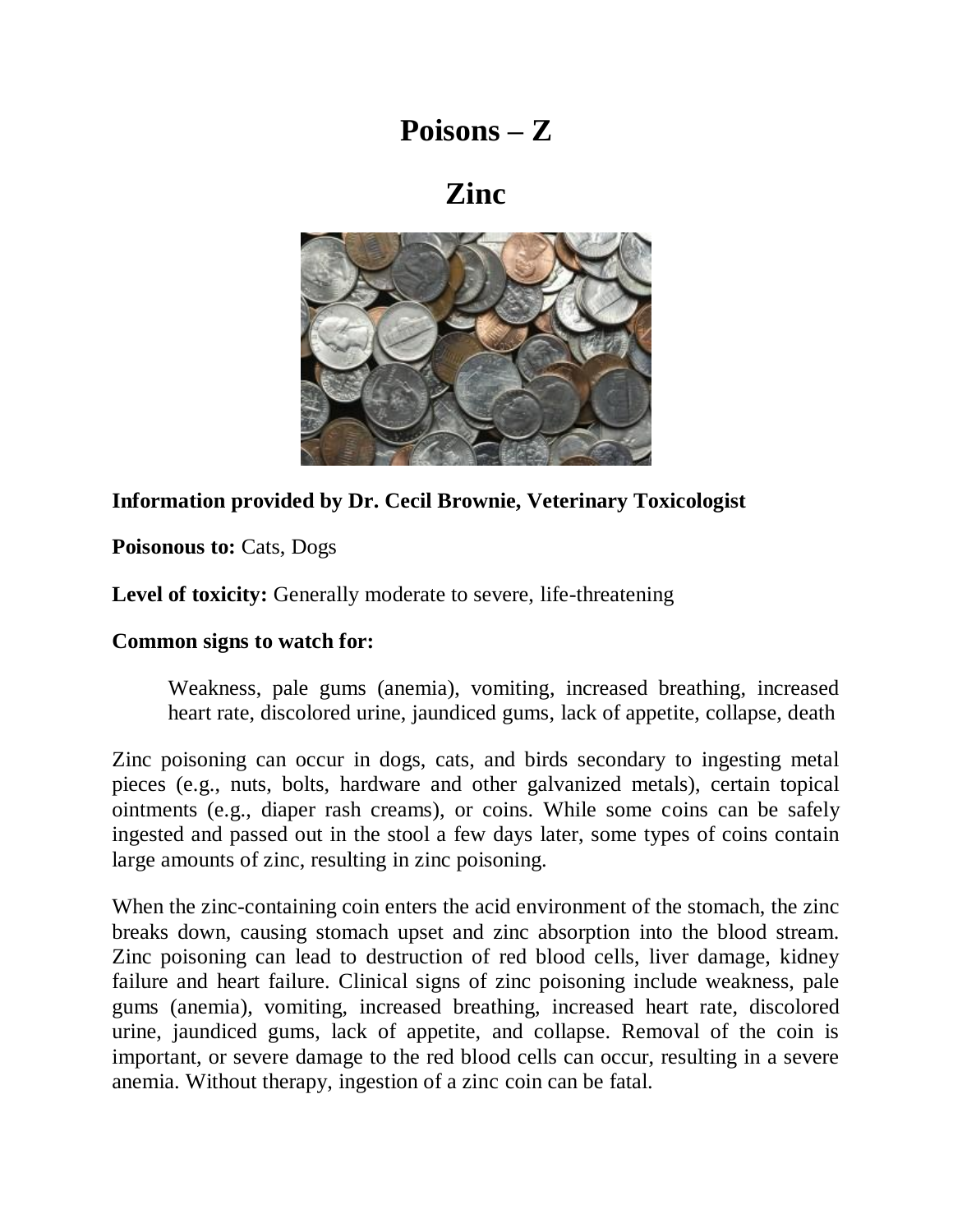# Poisons – Z

# Zinc

**Information provided by Dr. Cecil Brownie, Veterinary Toxicologist**

**Poisonous to:** Cats, Dogs

**Level of toxicity:** Generally moderate to severe, life-threatening

**Common signs to watch for:**

> Weakness, pale gums (anemia), vomiting, increased breathing, increased heart rate, discolored urine, jaundiced gums, lack of appetite, collapse, death

Zinc poisoning can occur in dogs, cats, and birds secondary to ingesting metal pieces (e.g., nuts, bolts, hardware and other galvanized metals), certain topical ointments (e.g., diaper rash creams), or coins. While some coins can be safely ingested and passed out in the stool a few days later, some types of coins contain large amounts of zinc, resulting in zinc poisoning.

When the zinc-containing coin enters the acid environment of the stomach, the zinc breaks down, causing stomach upset and zinc absorption into the blood stream. Zinc poisoning can lead to destruction of red blood cells, liver damage, kidney failure and heart failure. Clinical signs of zinc poisoning include weakness, pale gums (anemia), vomiting, increased breathing, increased heart rate, discolored urine, jaundiced gums, lack of appetite, and collapse. Removal of the coin is important, or severe damage to the red blood cells can occur, resulting in a severe anemia. Without therapy, ingestion of a zinc coin can be fatal.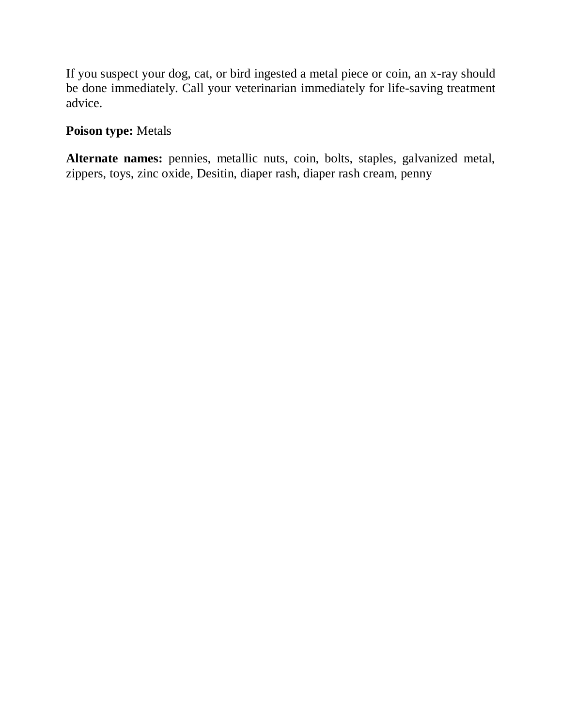If you suspect your dog, cat, or bird ingested a metal piece or coin, an x-ray should be done immediately. Call your veterinarian immediately for life-saving treatment advice.

**Poison type:** Metals

**Alternate names:** pennies, metallic nuts, coin, bolts, staples, galvanized metal, zippers, toys, zinc oxide, Desitin, diaper rash, diaper rash cream, penny